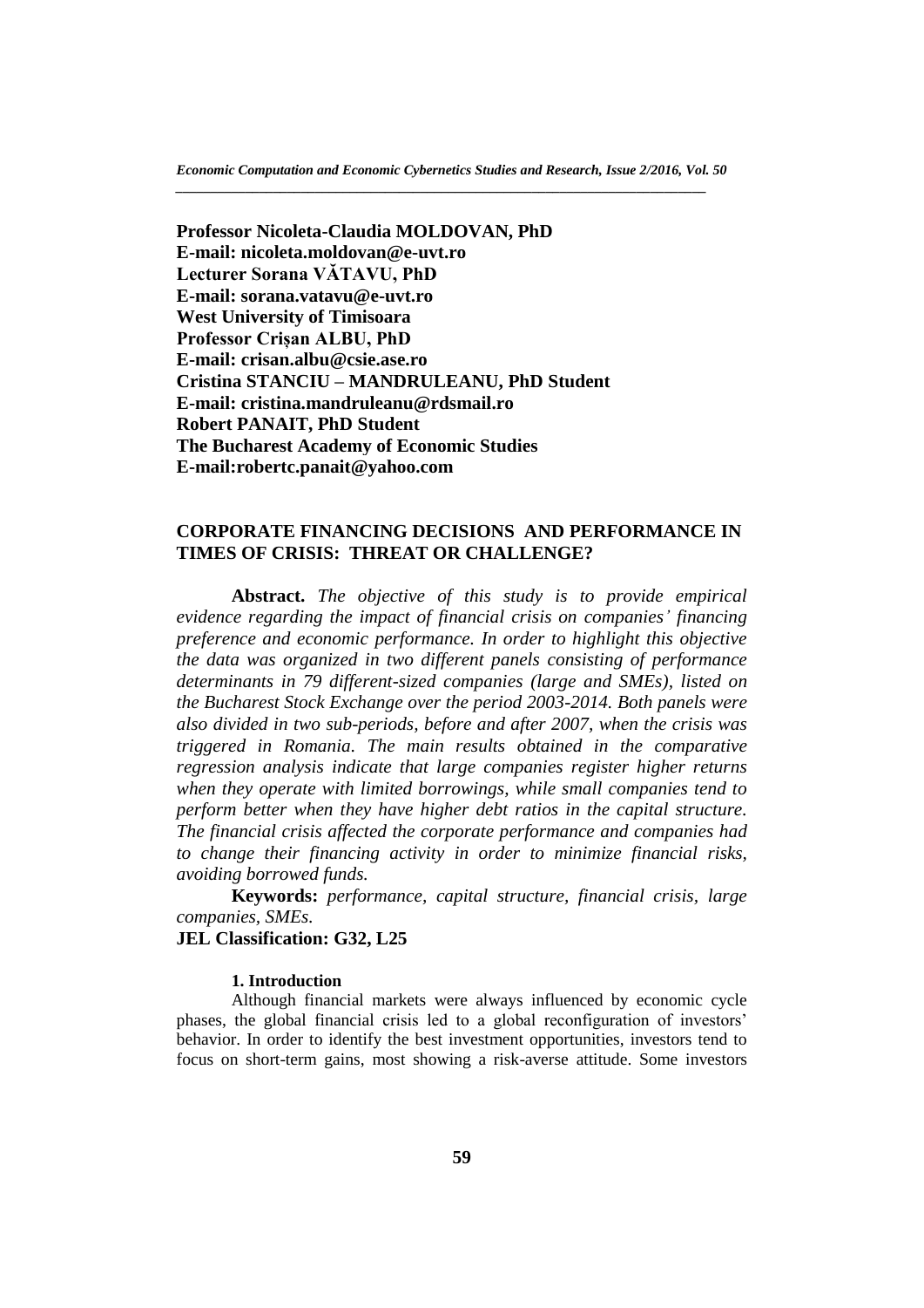**Professor Nicoleta-Claudia MOLDOVAN, PhD**
**E-mail: nicoleta.moldovan@e-uvt.ro**
**Lecturer Sorana VĂTAVU, PhD**
**E-mail: sorana.vatavu@e-uvt.ro**
**West University of Timisoara**
**Professor Crișan ALBU, PhD**
**E-mail: crisan.albu@csie.ase.ro**
**Cristina STANCIU – MANDRULEANU, PhD Student**
**E-mail: cristina.mandruleanu@rdsmail.ro**
**Robert PANAIT, PhD Student**
**The Bucharest Academy of Economic Studies**
**E-mail:robertc.panait@yahoo.com**

# CORPORATE FINANCING DECISIONS AND PERFORMANCE IN TIMES OF CRISIS: THREAT OR CHALLENGE?

**Abstract.** *The objective of this study is to provide empirical evidence regarding the impact of financial crisis on companies' financing preference and economic performance. In order to highlight this objective the data was organized in two different panels consisting of performance determinants in 79 different-sized companies (large and SMEs), listed on the Bucharest Stock Exchange over the period 2003-2014. Both panels were also divided in two sub-periods, before and after 2007, when the crisis was triggered in Romania. The main results obtained in the comparative regression analysis indicate that large companies register higher returns when they operate with limited borrowings, while small companies tend to perform better when they have higher debt ratios in the capital structure. The financial crisis affected the corporate performance and companies had to change their financing activity in order to minimize financial risks, avoiding borrowed funds.*

**Keywords:** *performance, capital structure, financial crisis, large companies, SMEs.*

**JEL Classification: G32, L25**

## 1. Introduction

Although financial markets were always influenced by economic cycle phases, the global financial crisis led to a global reconfiguration of investors' behavior. In order to identify the best investment opportunities, investors tend to focus on short-term gains, most showing a risk-averse attitude. Some investors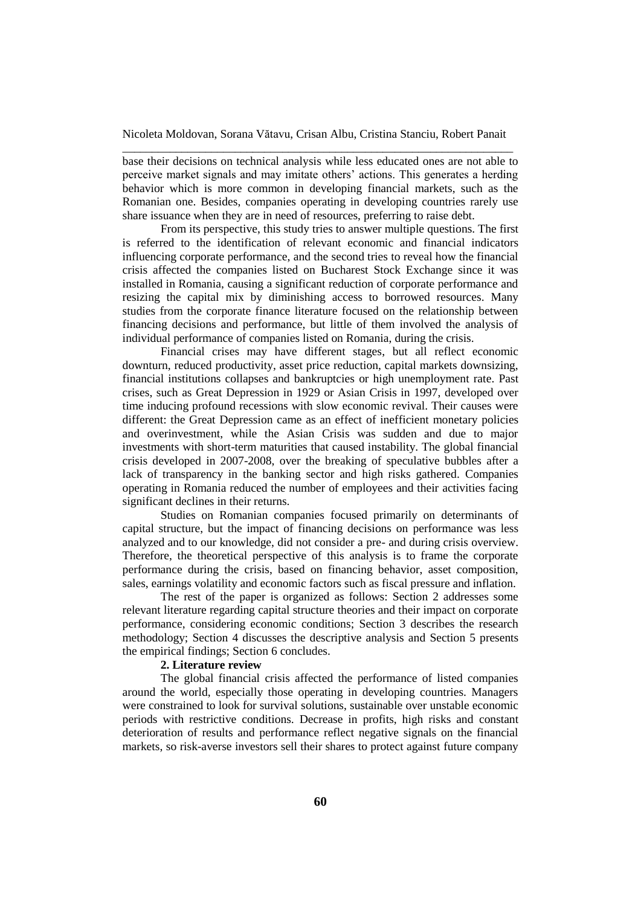base their decisions on technical analysis while less educated ones are not able to perceive market signals and may imitate others' actions. This generates a herding behavior which is more common in developing financial markets, such as the Romanian one. Besides, companies operating in developing countries rarely use share issuance when they are in need of resources, preferring to raise debt.

From its perspective, this study tries to answer multiple questions. The first is referred to the identification of relevant economic and financial indicators influencing corporate performance, and the second tries to reveal how the financial crisis affected the companies listed on Bucharest Stock Exchange since it was installed in Romania, causing a significant reduction of corporate performance and resizing the capital mix by diminishing access to borrowed resources. Many studies from the corporate finance literature focused on the relationship between financing decisions and performance, but little of them involved the analysis of individual performance of companies listed on Romania, during the crisis.

Financial crises may have different stages, but all reflect economic downturn, reduced productivity, asset price reduction, capital markets downsizing, financial institutions collapses and bankruptcies or high unemployment rate. Past crises, such as Great Depression in 1929 or Asian Crisis in 1997, developed over time inducing profound recessions with slow economic revival. Their causes were different: the Great Depression came as an effect of inefficient monetary policies and overinvestment, while the Asian Crisis was sudden and due to major investments with short-term maturities that caused instability. The global financial crisis developed in 2007-2008, over the breaking of speculative bubbles after a lack of transparency in the banking sector and high risks gathered. Companies operating in Romania reduced the number of employees and their activities facing significant declines in their returns.

Studies on Romanian companies focused primarily on determinants of capital structure, but the impact of financing decisions on performance was less analyzed and to our knowledge, did not consider a pre- and during crisis overview. Therefore, the theoretical perspective of this analysis is to frame the corporate performance during the crisis, based on financing behavior, asset composition, sales, earnings volatility and economic factors such as fiscal pressure and inflation.

The rest of the paper is organized as follows: Section 2 addresses some relevant literature regarding capital structure theories and their impact on corporate performance, considering economic conditions; Section 3 describes the research methodology; Section 4 discusses the descriptive analysis and Section 5 presents the empirical findings; Section 6 concludes.

## 2. Literature review

The global financial crisis affected the performance of listed companies around the world, especially those operating in developing countries. Managers were constrained to look for survival solutions, sustainable over unstable economic periods with restrictive conditions. Decrease in profits, high risks and constant deterioration of results and performance reflect negative signals on the financial markets, so risk-averse investors sell their shares to protect against future company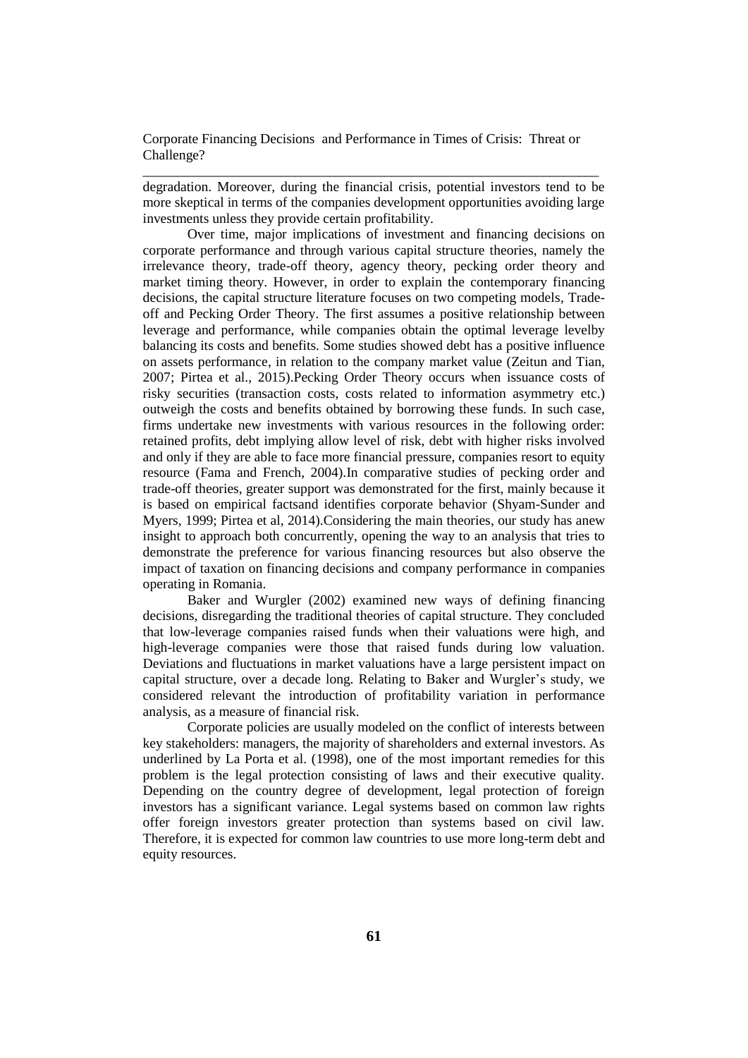degradation. Moreover, during the financial crisis, potential investors tend to be more skeptical in terms of the companies development opportunities avoiding large investments unless they provide certain profitability.

Over time, major implications of investment and financing decisions on corporate performance and through various capital structure theories, namely the irrelevance theory, trade-off theory, agency theory, pecking order theory and market timing theory. However, in order to explain the contemporary financing decisions, the capital structure literature focuses on two competing models, Trade-off and Pecking Order Theory. The first assumes a positive relationship between leverage and performance, while companies obtain the optimal leverage levelby balancing its costs and benefits. Some studies showed debt has a positive influence on assets performance, in relation to the company market value (Zeitun and Tian, 2007; Pirtea et al., 2015).Pecking Order Theory occurs when issuance costs of risky securities (transaction costs, costs related to information asymmetry etc.) outweigh the costs and benefits obtained by borrowing these funds. In such case, firms undertake new investments with various resources in the following order: retained profits, debt implying allow level of risk, debt with higher risks involved and only if they are able to face more financial pressure, companies resort to equity resource (Fama and French, 2004).In comparative studies of pecking order and trade-off theories, greater support was demonstrated for the first, mainly because it is based on empirical factsand identifies corporate behavior (Shyam-Sunder and Myers, 1999; Pirtea et al, 2014).Considering the main theories, our study has anew insight to approach both concurrently, opening the way to an analysis that tries to demonstrate the preference for various financing resources but also observe the impact of taxation on financing decisions and company performance in companies operating in Romania.

Baker and Wurgler (2002) examined new ways of defining financing decisions, disregarding the traditional theories of capital structure. They concluded that low-leverage companies raised funds when their valuations were high, and high-leverage companies were those that raised funds during low valuation. Deviations and fluctuations in market valuations have a large persistent impact on capital structure, over a decade long. Relating to Baker and Wurgler's study, we considered relevant the introduction of profitability variation in performance analysis, as a measure of financial risk.

Corporate policies are usually modeled on the conflict of interests between key stakeholders: managers, the majority of shareholders and external investors. As underlined by La Porta et al. (1998), one of the most important remedies for this problem is the legal protection consisting of laws and their executive quality. Depending on the country degree of development, legal protection of foreign investors has a significant variance. Legal systems based on common law rights offer foreign investors greater protection than systems based on civil law. Therefore, it is expected for common law countries to use more long-term debt and equity resources.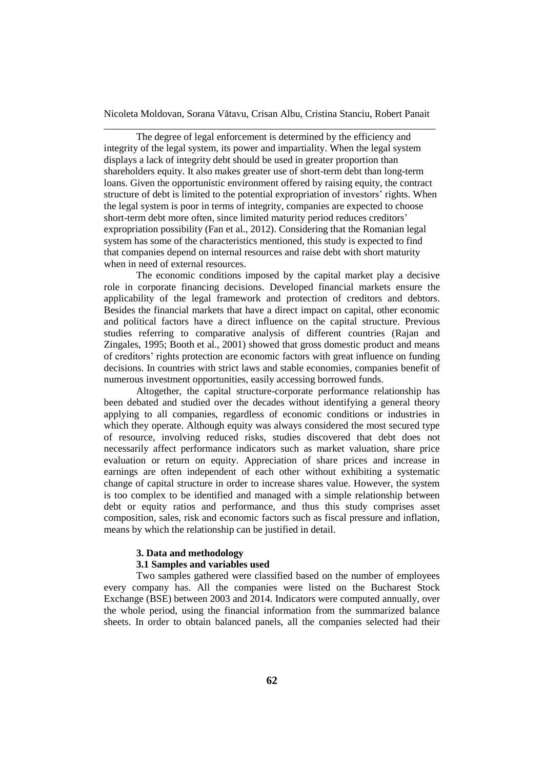The degree of legal enforcement is determined by the efficiency and integrity of the legal system, its power and impartiality. When the legal system displays a lack of integrity debt should be used in greater proportion than shareholders equity. It also makes greater use of short-term debt than long-term loans. Given the opportunistic environment offered by raising equity, the contract structure of debt is limited to the potential expropriation of investors' rights. When the legal system is poor in terms of integrity, companies are expected to choose short-term debt more often, since limited maturity period reduces creditors' expropriation possibility (Fan et al., 2012). Considering that the Romanian legal system has some of the characteristics mentioned, this study is expected to find that companies depend on internal resources and raise debt with short maturity when in need of external resources.

The economic conditions imposed by the capital market play a decisive role in corporate financing decisions. Developed financial markets ensure the applicability of the legal framework and protection of creditors and debtors. Besides the financial markets that have a direct impact on capital, other economic and political factors have a direct influence on the capital structure. Previous studies referring to comparative analysis of different countries (Rajan and Zingales, 1995; Booth et al., 2001) showed that gross domestic product and means of creditors' rights protection are economic factors with great influence on funding decisions. In countries with strict laws and stable economies, companies benefit of numerous investment opportunities, easily accessing borrowed funds.

Altogether, the capital structure-corporate performance relationship has been debated and studied over the decades without identifying a general theory applying to all companies, regardless of economic conditions or industries in which they operate. Although equity was always considered the most secured type of resource, involving reduced risks, studies discovered that debt does not necessarily affect performance indicators such as market valuation, share price evaluation or return on equity. Appreciation of share prices and increase in earnings are often independent of each other without exhibiting a systematic change of capital structure in order to increase shares value. However, the system is too complex to be identified and managed with a simple relationship between debt or equity ratios and performance, and thus this study comprises asset composition, sales, risk and economic factors such as fiscal pressure and inflation, means by which the relationship can be justified in detail.

## 3. Data and methodology

### 3.1 Samples and variables used

Two samples gathered were classified based on the number of employees every company has. All the companies were listed on the Bucharest Stock Exchange (BSE) between 2003 and 2014. Indicators were computed annually, over the whole period, using the financial information from the summarized balance sheets. In order to obtain balanced panels, all the companies selected had their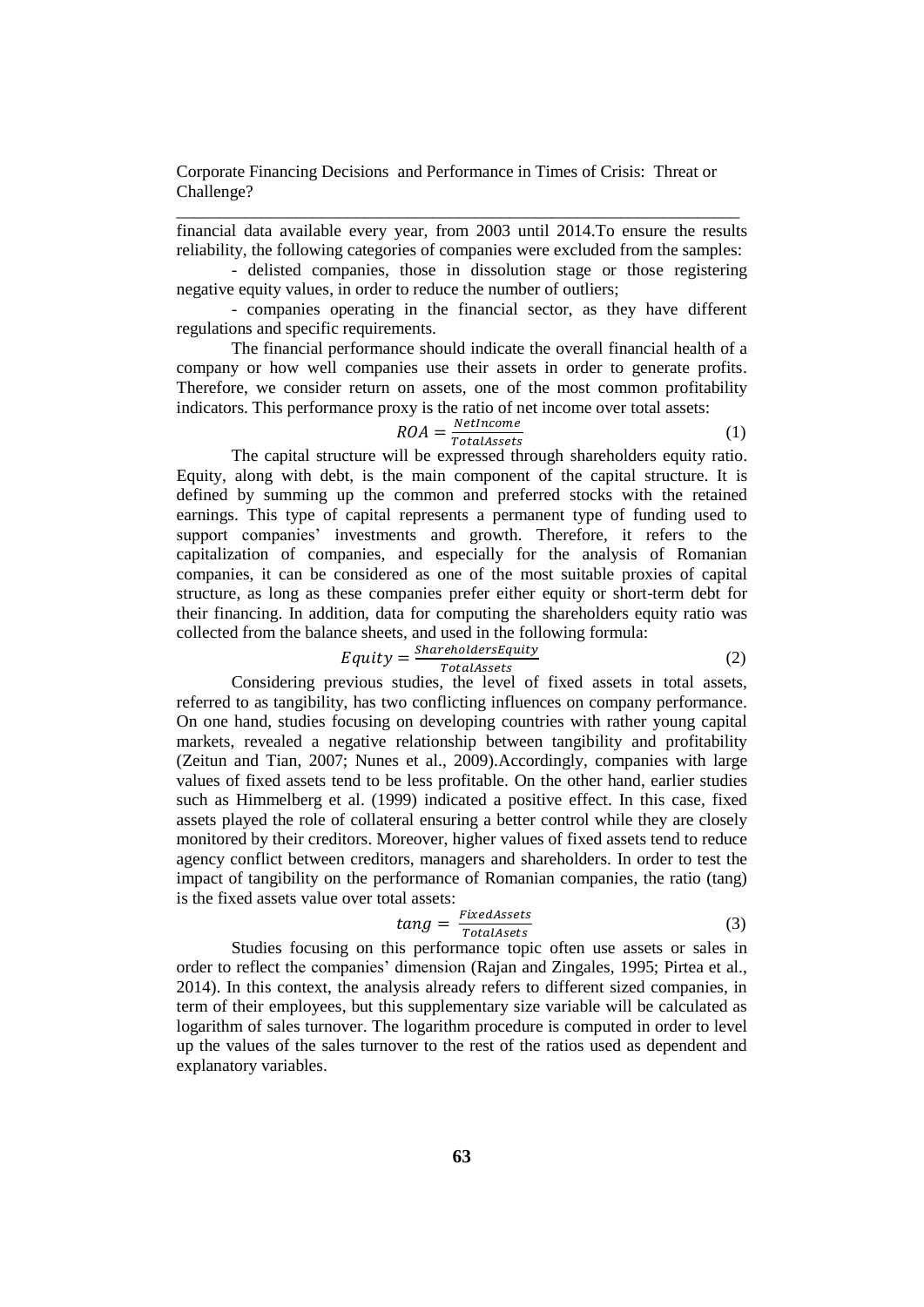financial data available every year, from 2003 until 2014.To ensure the results reliability, the following categories of companies were excluded from the samples:

- delisted companies, those in dissolution stage or those registering negative equity values, in order to reduce the number of outliers;
- companies operating in the financial sector, as they have different regulations and specific requirements.

The financial performance should indicate the overall financial health of a company or how well companies use their assets in order to generate profits. Therefore, we consider return on assets, one of the most common profitability indicators. This performance proxy is the ratio of net income over total assets:

$$ROA = \frac{NetIncome}{TotalAssets} \quad (1)$$

The capital structure will be expressed through shareholders equity ratio. Equity, along with debt, is the main component of the capital structure. It is defined by summing up the common and preferred stocks with the retained earnings. This type of capital represents a permanent type of funding used to support companies' investments and growth. Therefore, it refers to the capitalization of companies, and especially for the analysis of Romanian companies, it can be considered as one of the most suitable proxies of capital structure, as long as these companies prefer either equity or short-term debt for their financing. In addition, data for computing the shareholders equity ratio was collected from the balance sheets, and used in the following formula:

$$Equity = \frac{ShareholdersEquity}{TotalAssets} \quad (2)$$

Considering previous studies, the level of fixed assets in total assets, referred to as tangibility, has two conflicting influences on company performance. On one hand, studies focusing on developing countries with rather young capital markets, revealed a negative relationship between tangibility and profitability (Zeitun and Tian, 2007; Nunes et al., 2009).Accordingly, companies with large values of fixed assets tend to be less profitable. On the other hand, earlier studies such as Himmelberg et al. (1999) indicated a positive effect. In this case, fixed assets played the role of collateral ensuring a better control while they are closely monitored by their creditors. Moreover, higher values of fixed assets tend to reduce agency conflict between creditors, managers and shareholders. In order to test the impact of tangibility on the performance of Romanian companies, the ratio (tang) is the fixed assets value over total assets:

$$tang = \frac{FixedAssets}{TotalAsets} \quad (3)$$

Studies focusing on this performance topic often use assets or sales in order to reflect the companies' dimension (Rajan and Zingales, 1995; Pirtea et al., 2014). In this context, the analysis already refers to different sized companies, in term of their employees, but this supplementary size variable will be calculated as logarithm of sales turnover. The logarithm procedure is computed in order to level up the values of the sales turnover to the rest of the ratios used as dependent and explanatory variables.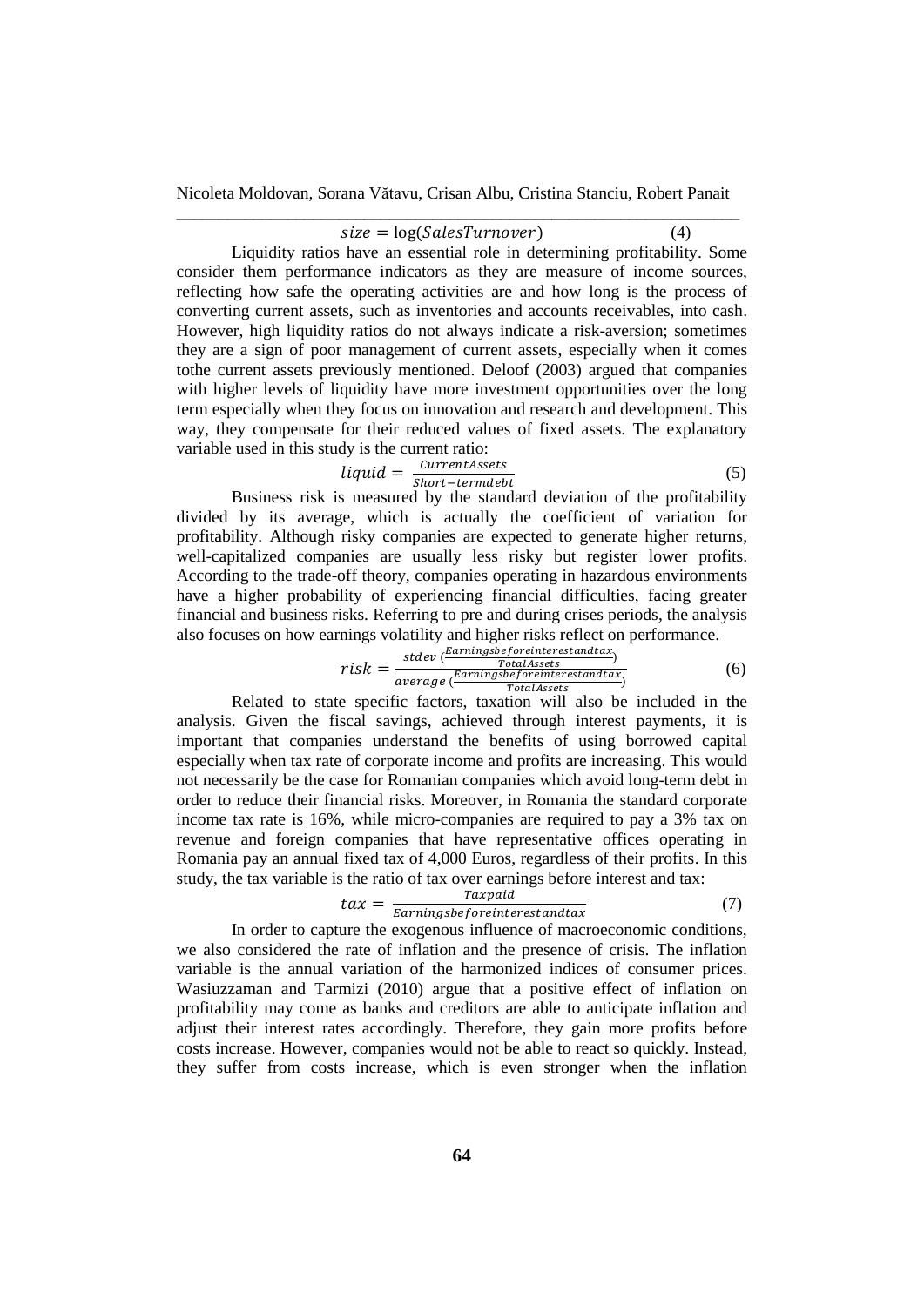$$size = \log(SalesTurnover) \quad (4)$$

Liquidity ratios have an essential role in determining profitability. Some consider them performance indicators as they are measure of income sources, reflecting how safe the operating activities are and how long is the process of converting current assets, such as inventories and accounts receivables, into cash. However, high liquidity ratios do not always indicate a risk-aversion; sometimes they are a sign of poor management of current assets, especially when it comes tothe current assets previously mentioned. Deloof (2003) argued that companies with higher levels of liquidity have more investment opportunities over the long term especially when they focus on innovation and research and development. This way, they compensate for their reduced values of fixed assets. The explanatory variable used in this study is the current ratio:

$$liquid = \frac{CurrentAssets}{Short-termdebt} \quad (5)$$

Business risk is measured by the standard deviation of the profitability divided by its average, which is actually the coefficient of variation for profitability. Although risky companies are expected to generate higher returns, well-capitalized companies are usually less risky but register lower profits. According to the trade-off theory, companies operating in hazardous environments have a higher probability of experiencing financial difficulties, facing greater financial and business risks. Referring to pre and during crises periods, the analysis also focuses on how earnings volatility and higher risks reflect on performance.

$$risk = \frac{stdev\left(\frac{Earningsbeforeinterestandtax}{TotalAssets}\right)}{average\left(\frac{Earningsbeforeinterestandtax}{TotalAssets}\right)} \quad (6)$$

Related to state specific factors, taxation will also be included in the analysis. Given the fiscal savings, achieved through interest payments, it is important that companies understand the benefits of using borrowed capital especially when tax rate of corporate income and profits are increasing. This would not necessarily be the case for Romanian companies which avoid long-term debt in order to reduce their financial risks. Moreover, in Romania the standard corporate income tax rate is 16%, while micro-companies are required to pay a 3% tax on revenue and foreign companies that have representative offices operating in Romania pay an annual fixed tax of 4,000 Euros, regardless of their profits. In this study, the tax variable is the ratio of tax over earnings before interest and tax:

$$tax = \frac{Taxpaid}{Earningsbeforeinterestandtax} \quad (7)$$

In order to capture the exogenous influence of macroeconomic conditions, we also considered the rate of inflation and the presence of crisis. The inflation variable is the annual variation of the harmonized indices of consumer prices. Wasiuzzaman and Tarmizi (2010) argue that a positive effect of inflation on profitability may come as banks and creditors are able to anticipate inflation and adjust their interest rates accordingly. Therefore, they gain more profits before costs increase. However, companies would not be able to react so quickly. Instead, they suffer from costs increase, which is even stronger when the inflation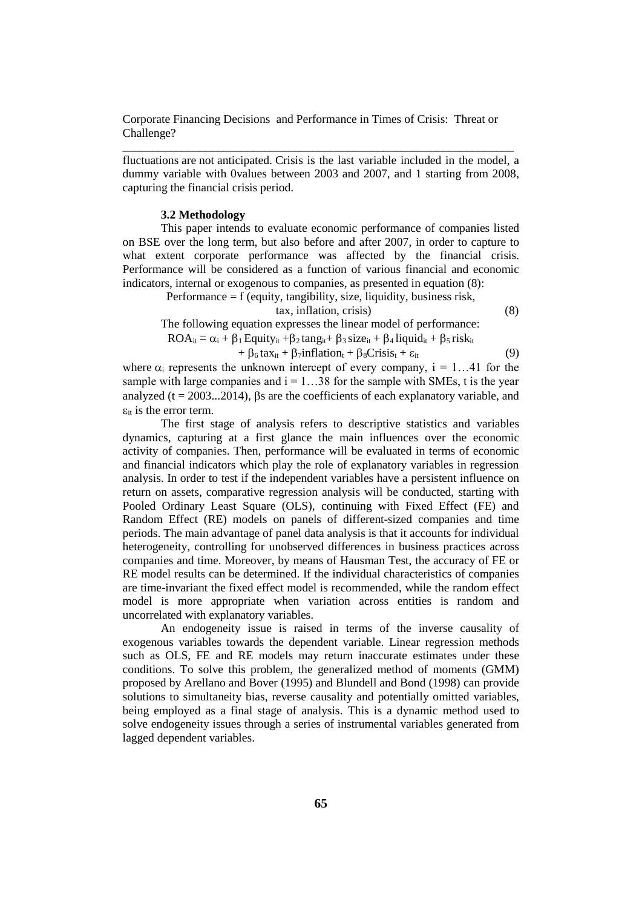fluctuations are not anticipated. Crisis is the last variable included in the model, a dummy variable with 0values between 2003 and 2007, and 1 starting from 2008, capturing the financial crisis period.

### 3.2 Methodology

This paper intends to evaluate economic performance of companies listed on BSE over the long term, but also before and after 2007, in order to capture to what extent corporate performance was affected by the financial crisis. Performance will be considered as a function of various financial and economic indicators, internal or exogenous to companies, as presented in equation (8):

$$\text{Performance} = f\,(\text{equity, tangibility, size, liquidity, business risk, tax, inflation, crisis}) \quad (8)$$

The following equation expresses the linear model of performance:

$$ROA_{it} = \alpha_i + \beta_1\,Equity_{it} + \beta_2\,tang_{it} + \beta_3\,size_{it} + \beta_4\,liquid_{it} + \beta_5\,risk_{it} + \beta_6\,tax_{it} + \beta_7 inflation_t + \beta_8 Crisis_t + \varepsilon_{it} \quad (9)$$

where $\alpha_i$ represents the unknown intercept of every company, $i = 1…41$ for the sample with large companies and $i = 1…38$ for the sample with SMEs, t is the year analyzed ($t = 2003...2014$), βs are the coefficients of each explanatory variable, and $\varepsilon_{it}$ is the error term.

The first stage of analysis refers to descriptive statistics and variables dynamics, capturing at a first glance the main influences over the economic activity of companies. Then, performance will be evaluated in terms of economic and financial indicators which play the role of explanatory variables in regression analysis. In order to test if the independent variables have a persistent influence on return on assets, comparative regression analysis will be conducted, starting with Pooled Ordinary Least Square (OLS), continuing with Fixed Effect (FE) and Random Effect (RE) models on panels of different-sized companies and time periods. The main advantage of panel data analysis is that it accounts for individual heterogeneity, controlling for unobserved differences in business practices across companies and time. Moreover, by means of Hausman Test, the accuracy of FE or RE model results can be determined. If the individual characteristics of companies are time-invariant the fixed effect model is recommended, while the random effect model is more appropriate when variation across entities is random and uncorrelated with explanatory variables.

An endogeneity issue is raised in terms of the inverse causality of exogenous variables towards the dependent variable. Linear regression methods such as OLS, FE and RE models may return inaccurate estimates under these conditions. To solve this problem, the generalized method of moments (GMM) proposed by Arellano and Bover (1995) and Blundell and Bond (1998) can provide solutions to simultaneity bias, reverse causality and potentially omitted variables, being employed as a final stage of analysis. This is a dynamic method used to solve endogeneity issues through a series of instrumental variables generated from lagged dependent variables.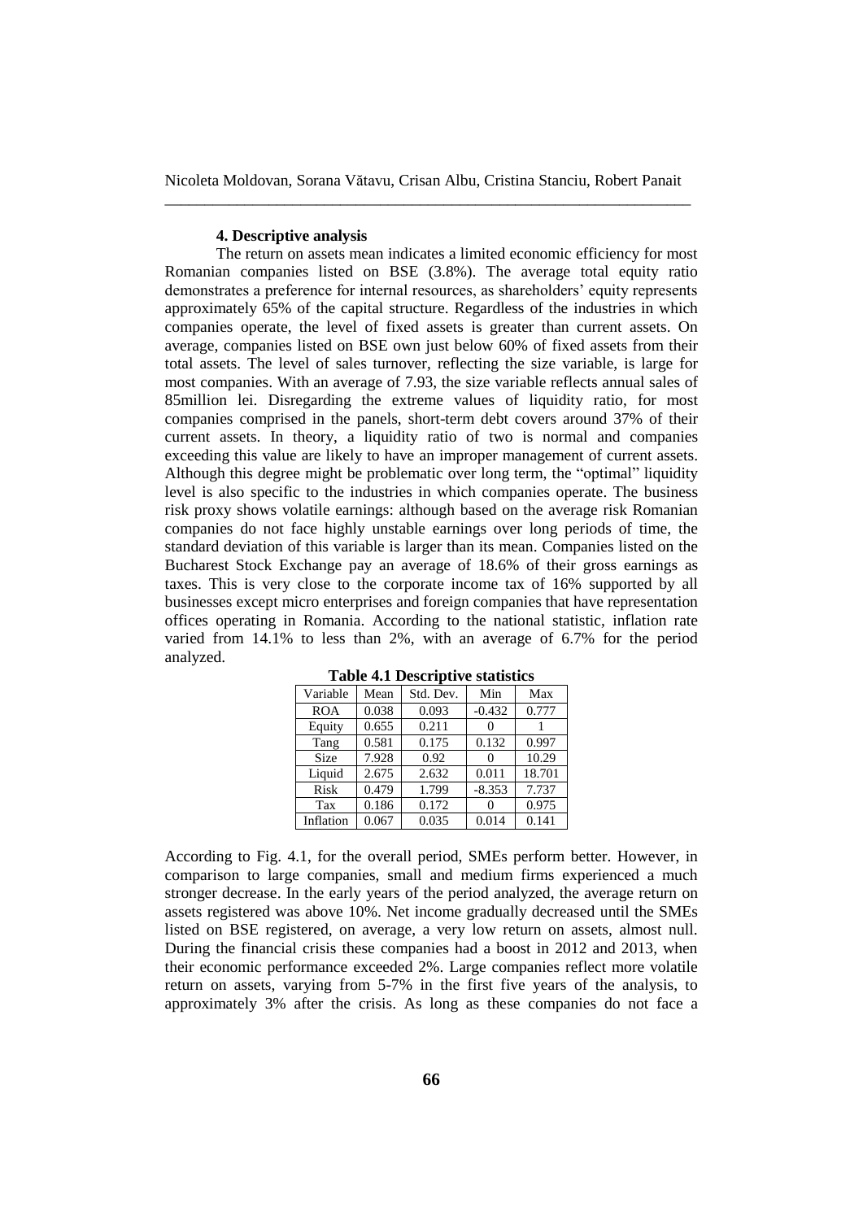### 4. Descriptive analysis

The return on assets mean indicates a limited economic efficiency for most Romanian companies listed on BSE (3.8%). The average total equity ratio demonstrates a preference for internal resources, as shareholders' equity represents approximately 65% of the capital structure. Regardless of the industries in which companies operate, the level of fixed assets is greater than current assets. On average, companies listed on BSE own just below 60% of fixed assets from their total assets. The level of sales turnover, reflecting the size variable, is large for most companies. With an average of 7.93, the size variable reflects annual sales of 85million lei. Disregarding the extreme values of liquidity ratio, for most companies comprised in the panels, short-term debt covers around 37% of their current assets. In theory, a liquidity ratio of two is normal and companies exceeding this value are likely to have an improper management of current assets. Although this degree might be problematic over long term, the "optimal" liquidity level is also specific to the industries in which companies operate. The business risk proxy shows volatile earnings: although based on the average risk Romanian companies do not face highly unstable earnings over long periods of time, the standard deviation of this variable is larger than its mean. Companies listed on the Bucharest Stock Exchange pay an average of 18.6% of their gross earnings as taxes. This is very close to the corporate income tax of 16% supported by all businesses except micro enterprises and foreign companies that have representation offices operating in Romania. According to the national statistic, inflation rate varied from 14.1% to less than 2%, with an average of 6.7% for the period analyzed.

**Table 4.1 Descriptive statistics**

| Variable | Mean | Std. Dev. | Min | Max |
|---|---|---|---|---|
| ROA | 0.038 | 0.093 | -0.432 | 0.777 |
| Equity | 0.655 | 0.211 | 0 | 1 |
| Tang | 0.581 | 0.175 | 0.132 | 0.997 |
| Size | 7.928 | 0.92 | 0 | 10.29 |
| Liquid | 2.675 | 2.632 | 0.011 | 18.701 |
| Risk | 0.479 | 1.799 | -8.353 | 7.737 |
| Tax | 0.186 | 0.172 | 0 | 0.975 |
| Inflation | 0.067 | 0.035 | 0.014 | 0.141 |

According to Fig. 4.1, for the overall period, SMEs perform better. However, in comparison to large companies, small and medium firms experienced a much stronger decrease. In the early years of the period analyzed, the average return on assets registered was above 10%. Net income gradually decreased until the SMEs listed on BSE registered, on average, a very low return on assets, almost null. During the financial crisis these companies had a boost in 2012 and 2013, when their economic performance exceeded 2%. Large companies reflect more volatile return on assets, varying from 5-7% in the first five years of the analysis, to approximately 3% after the crisis. As long as these companies do not face a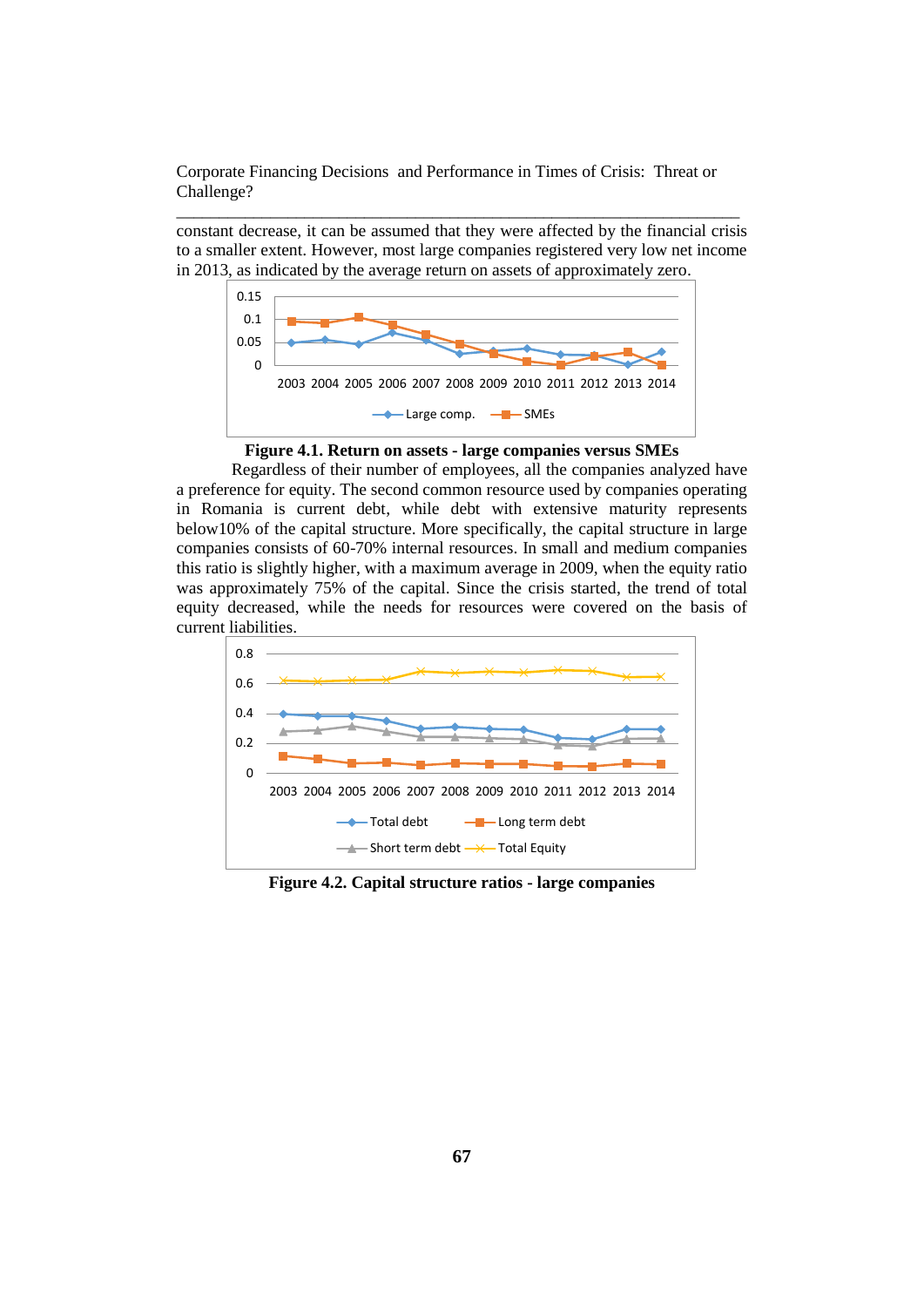constant decrease, it can be assumed that they were affected by the financial crisis to a smaller extent. However, most large companies registered very low net income in 2013, as indicated by the average return on assets of approximately zero.

**Figure 4.1. Return on assets - large companies versus SMEs**

Regardless of their number of employees, all the companies analyzed have a preference for equity. The second common resource used by companies operating in Romania is current debt, while debt with extensive maturity represents below10% of the capital structure. More specifically, the capital structure in large companies consists of 60-70% internal resources. In small and medium companies this ratio is slightly higher, with a maximum average in 2009, when the equity ratio was approximately 75% of the capital. Since the crisis started, the trend of total equity decreased, while the needs for resources were covered on the basis of current liabilities.

**Figure 4.2. Capital structure ratios - large companies**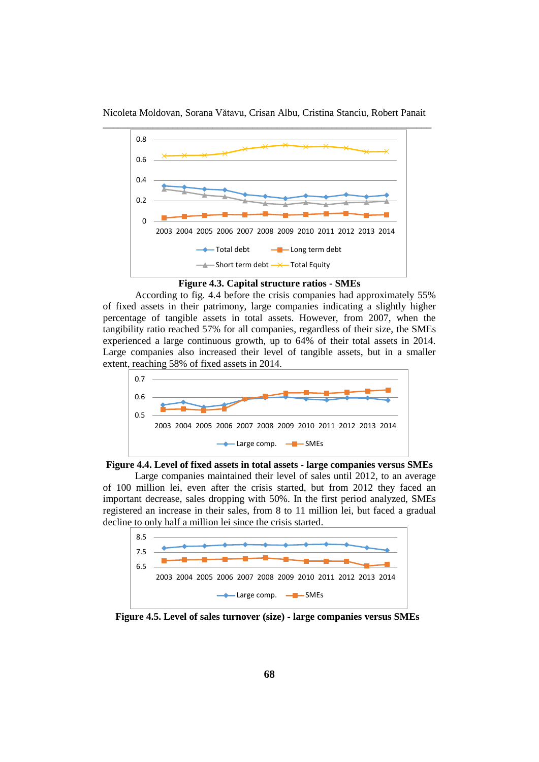**Figure 4.3. Capital structure ratios - SMEs**

According to fig. 4.4 before the crisis companies had approximately 55% of fixed assets in their patrimony, large companies indicating a slightly higher percentage of tangible assets in total assets. However, from 2007, when the tangibility ratio reached 57% for all companies, regardless of their size, the SMEs experienced a large continuous growth, up to 64% of their total assets in 2014. Large companies also increased their level of tangible assets, but in a smaller extent, reaching 58% of fixed assets in 2014.

**Figure 4.4. Level of fixed assets in total assets - large companies versus SMEs**

Large companies maintained their level of sales until 2012, to an average of 100 million lei, even after the crisis started, but from 2012 they faced an important decrease, sales dropping with 50%. In the first period analyzed, SMEs registered an increase in their sales, from 8 to 11 million lei, but faced a gradual decline to only half a million lei since the crisis started.

**Figure 4.5. Level of sales turnover (size) - large companies versus SMEs**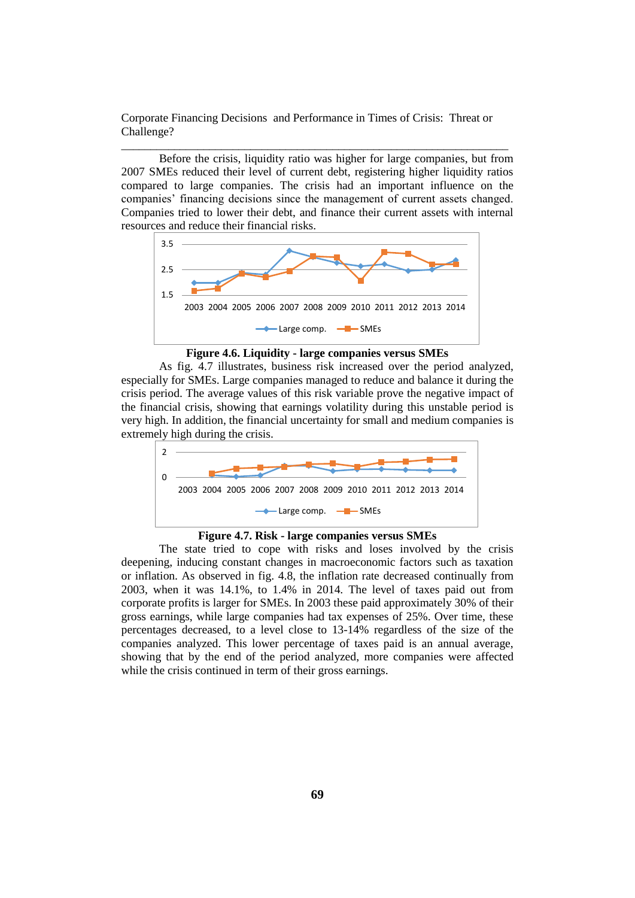Before the crisis, liquidity ratio was higher for large companies, but from 2007 SMEs reduced their level of current debt, registering higher liquidity ratios compared to large companies. The crisis had an important influence on the companies' financing decisions since the management of current assets changed. Companies tried to lower their debt, and finance their current assets with internal resources and reduce their financial risks.

**Figure 4.6. Liquidity - large companies versus SMEs**

As fig. 4.7 illustrates, business risk increased over the period analyzed, especially for SMEs. Large companies managed to reduce and balance it during the crisis period. The average values of this risk variable prove the negative impact of the financial crisis, showing that earnings volatility during this unstable period is very high. In addition, the financial uncertainty for small and medium companies is extremely high during the crisis.

**Figure 4.7. Risk - large companies versus SMEs**

The state tried to cope with risks and loses involved by the crisis deepening, inducing constant changes in macroeconomic factors such as taxation or inflation. As observed in fig. 4.8, the inflation rate decreased continually from 2003, when it was 14.1%, to 1.4% in 2014. The level of taxes paid out from corporate profits is larger for SMEs. In 2003 these paid approximately 30% of their gross earnings, while large companies had tax expenses of 25%. Over time, these percentages decreased, to a level close to 13-14% regardless of the size of the companies analyzed. This lower percentage of taxes paid is an annual average, showing that by the end of the period analyzed, more companies were affected while the crisis continued in term of their gross earnings.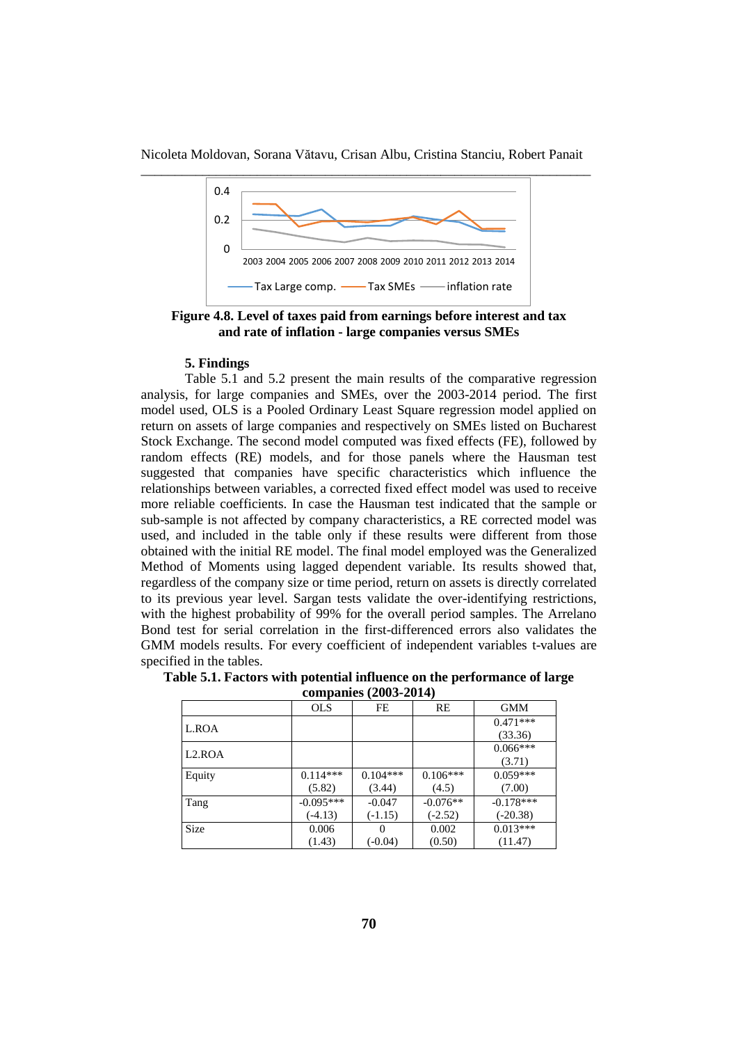**Figure 4.8. Level of taxes paid from earnings before interest and tax and rate of inflation - large companies versus SMEs**

### 5. Findings

Table 5.1 and 5.2 present the main results of the comparative regression analysis, for large companies and SMEs, over the 2003-2014 period. The first model used, OLS is a Pooled Ordinary Least Square regression model applied on return on assets of large companies and respectively on SMEs listed on Bucharest Stock Exchange. The second model computed was fixed effects (FE), followed by random effects (RE) models, and for those panels where the Hausman test suggested that companies have specific characteristics which influence the relationships between variables, a corrected fixed effect model was used to receive more reliable coefficients. In case the Hausman test indicated that the sample or sub-sample is not affected by company characteristics, a RE corrected model was used, and included in the table only if these results were different from those obtained with the initial RE model. The final model employed was the Generalized Method of Moments using lagged dependent variable. Its results showed that, regardless of the company size or time period, return on assets is directly correlated to its previous year level. Sargan tests validate the over-identifying restrictions, with the highest probability of 99% for the overall period samples. The Arrelano Bond test for serial correlation in the first-differenced errors also validates the GMM models results. For every coefficient of independent variables t-values are specified in the tables.

**Table 5.1. Factors with potential influence on the performance of large companies (2003-2014)**

| | OLS | FE | RE | GMM |
|---|---|---|---|---|
| L.ROA | | | | 0.471*** (33.36) |
| L2.ROA | | | | 0.066*** (3.71) |
| Equity | 0.114*** (5.82) | 0.104*** (3.44) | 0.106*** (4.5) | 0.059*** (7.00) |
| Tang | -0.095*** (-4.13) | -0.047 (-1.15) | -0.076** (-2.52) | -0.178*** (-20.38) |
| Size | 0.006 (1.43) | 0 (-0.04) | 0.002 (0.50) | 0.013*** (11.47) |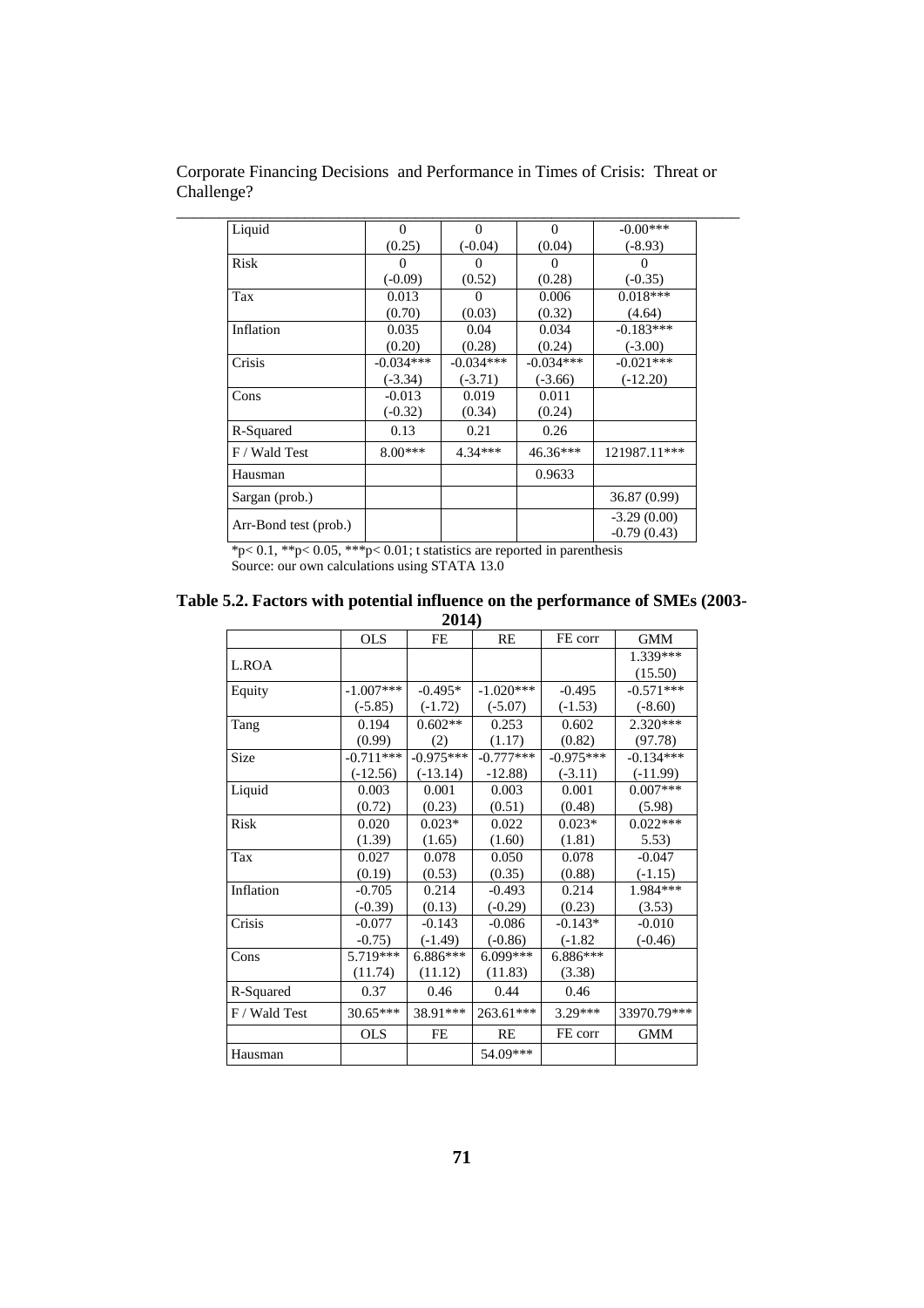| Liquid | 0 | 0 | 0 | -0.00*** |
|---|---|---|---|---|
| | (0.25) | (-0.04) | (0.04) | (-8.93) |
| Risk | 0 | 0 | 0 | 0 |
| | (-0.09) | (0.52) | (0.28) | (-0.35) |
| Tax | 0.013 | 0 | 0.006 | 0.018*** |
| | (0.70) | (0.03) | (0.32) | (4.64) |
| Inflation | 0.035 | 0.04 | 0.034 | -0.183*** |
| | (0.20) | (0.28) | (0.24) | (-3.00) |
| Crisis | -0.034*** | -0.034*** | -0.034*** | -0.021*** |
| | (-3.34) | (-3.71) | (-3.66) | (-12.20) |
| Cons | -0.013 | 0.019 | 0.011 | |
| | (-0.32) | (0.34) | (0.24) | |
| R-Squared | 0.13 | 0.21 | 0.26 | |
| F / Wald Test | 8.00*** | 4.34*** | 46.36*** | 121987.11*** |
| Hausman | | | 0.9633 | |
| Sargan (prob.) | | | | 36.87 (0.99) |
| Arr-Bond test (prob.) | | | | -3.29 (0.00) -0.79 (0.43) |

*p< 0.1, **p< 0.05, ***p< 0.01; t statistics are reported in parenthesis
Source: our own calculations using STATA 13.0

**Table 5.2. Factors with potential influence on the performance of SMEs (2003-2014)**

| | OLS | FE | RE | FE corr | GMM |
|---|---|---|---|---|---|
| L.ROA | | | | | 1.339*** |
| | | | | | (15.50) |
| Equity | -1.007*** | -0.495* | -1.020*** | -0.495 | -0.571*** |
| | (-5.85) | (-1.72) | (-5.07) | (-1.53) | (-8.60) |
| Tang | 0.194 | 0.602** | 0.253 | 0.602 | 2.320*** |
| | (0.99) | (2) | (1.17) | (0.82) | (97.78) |
| Size | -0.711*** | -0.975*** | -0.777*** | -0.975*** | -0.134*** |
| | (-12.56) | (-13.14) | -12.88) | (-3.11) | (-11.99) |
| Liquid | 0.003 | 0.001 | 0.003 | 0.001 | 0.007*** |
| | (0.72) | (0.23) | (0.51) | (0.48) | (5.98) |
| Risk | 0.020 | 0.023* | 0.022 | 0.023* | 0.022*** |
| | (1.39) | (1.65) | (1.60) | (1.81) | 5.53) |
| Tax | 0.027 | 0.078 | 0.050 | 0.078 | -0.047 |
| | (0.19) | (0.53) | (0.35) | (0.88) | (-1.15) |
| Inflation | -0.705 | 0.214 | -0.493 | 0.214 | 1.984*** |
| | (-0.39) | (0.13) | (-0.29) | (0.23) | (3.53) |
| Crisis | -0.077 | -0.143 | -0.086 | -0.143* | -0.010 |
| | (-0.75) | (-1.49) | (-0.86) | (-1.82 | (-0.46) |
| Cons | 5.719*** | 6.886*** | 6.099*** | 6.886*** | |
| | (11.74) | (11.12) | (11.83) | (3.38) | |
| R-Squared | 0.37 | 0.46 | 0.44 | 0.46 | |
| F / Wald Test | 30.65*** | 38.91*** | 263.61*** | 3.29*** | 33970.79*** |
| | OLS | FE | RE | FE corr | GMM |
| Hausman | | | 54.09*** | | |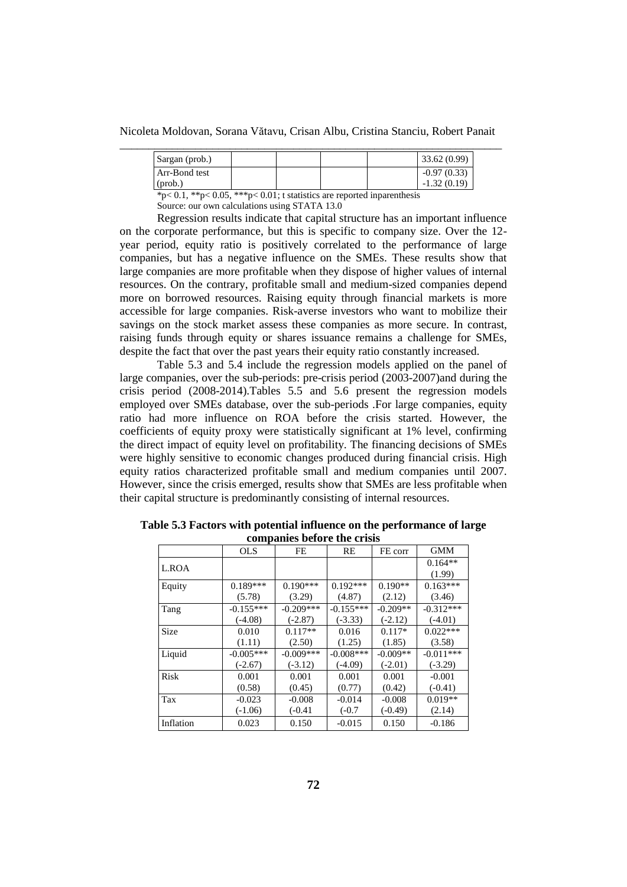| | | | | | |
|---|---|---|---|---|---|
| Sargan (prob.) | | | | | 33.62 (0.99) |
| Arr-Bond test (prob.) | | | | | -0.97 (0.33) -1.32 (0.19) |

*p< 0.1, **p< 0.05, ***p< 0.01; t statistics are reported inparenthesis

Source: our own calculations using STATA 13.0

Regression results indicate that capital structure has an important influence on the corporate performance, but this is specific to company size. Over the 12-year period, equity ratio is positively correlated to the performance of large companies, but has a negative influence on the SMEs. These results show that large companies are more profitable when they dispose of higher values of internal resources. On the contrary, profitable small and medium-sized companies depend more on borrowed resources. Raising equity through financial markets is more accessible for large companies. Risk-averse investors who want to mobilize their savings on the stock market assess these companies as more secure. In contrast, raising funds through equity or shares issuance remains a challenge for SMEs, despite the fact that over the past years their equity ratio constantly increased.

Table 5.3 and 5.4 include the regression models applied on the panel of large companies, over the sub-periods: pre-crisis period (2003-2007)and during the crisis period (2008-2014).Tables 5.5 and 5.6 present the regression models employed over SMEs database, over the sub-periods .For large companies, equity ratio had more influence on ROA before the crisis started. However, the coefficients of equity proxy were statistically significant at 1% level, confirming the direct impact of equity level on profitability. The financing decisions of SMEs were highly sensitive to economic changes produced during financial crisis. High equity ratios characterized profitable small and medium companies until 2007. However, since the crisis emerged, results show that SMEs are less profitable when their capital structure is predominantly consisting of internal resources.

**Table 5.3 Factors with potential influence on the performance of large companies before the crisis**

| | OLS | FE | RE | FE corr | GMM |
|---|---|---|---|---|---|
| L.ROA | | | | | 0.164** (1.99) |
| Equity | 0.189*** (5.78) | 0.190*** (3.29) | 0.192*** (4.87) | 0.190** (2.12) | 0.163*** (3.46) |
| Tang | -0.155*** (-4.08) | -0.209*** (-2.87) | -0.155*** (-3.33) | -0.209** (-2.12) | -0.312*** (-4.01) |
| Size | 0.010 (1.11) | 0.117** (2.50) | 0.016 (1.25) | 0.117* (1.85) | 0.022*** (3.58) |
| Liquid | -0.005*** (-2.67) | -0.009*** (-3.12) | -0.008*** (-4.09) | -0.009** (-2.01) | -0.011*** (-3.29) |
| Risk | 0.001 (0.58) | 0.001 (0.45) | 0.001 (0.77) | 0.001 (0.42) | -0.001 (-0.41) |
| Tax | -0.023 (-1.06) | -0.008 (-0.41 | -0.014 (-0.7 | -0.008 (-0.49) | 0.019** (2.14) |
| Inflation | 0.023 | 0.150 | -0.015 | 0.150 | -0.186 |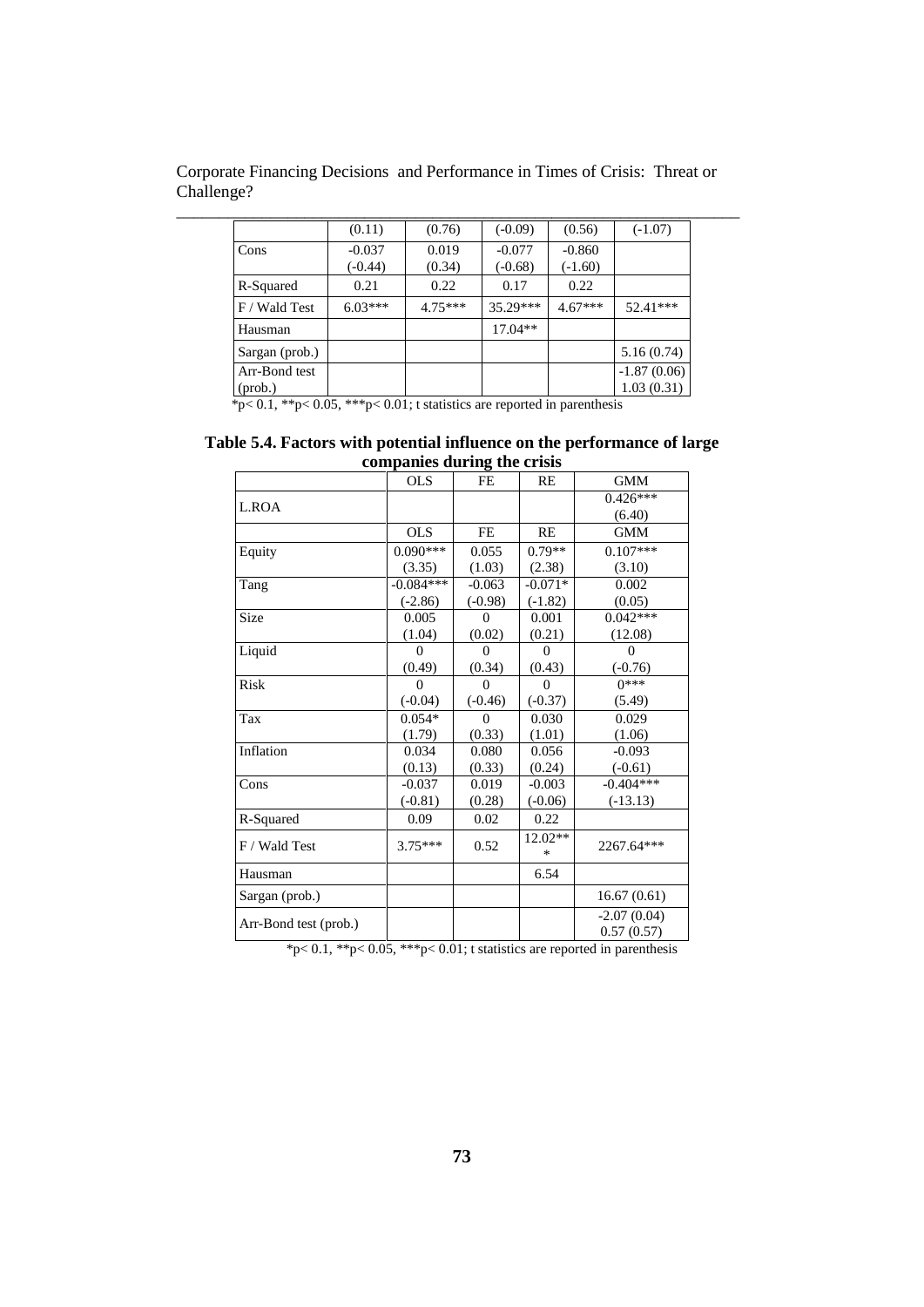| | | | | | |
|---|---|---|---|---|---|
| | (0.11) | (0.76) | (-0.09) | (0.56) | (-1.07) |
| Cons | -0.037<br>(-0.44) | 0.019<br>(0.34) | -0.077<br>(-0.68) | -0.860<br>(-1.60) | |
| R-Squared | 0.21 | 0.22 | 0.17 | 0.22 | |
| F / Wald Test | 6.03*** | 4.75*** | 35.29*** | 4.67*** | 52.41*** |
| Hausman | | | 17.04** | | |
| Sargan (prob.) | | | | | 5.16 (0.74) |
| Arr-Bond test (prob.) | | | | | -1.87 (0.06)<br>1.03 (0.31) |

*p< 0.1, **p< 0.05, ***p< 0.01; t statistics are reported in parenthesis

**Table 5.4. Factors with potential influence on the performance of large companies during the crisis**

| | OLS | FE | RE | GMM |
|---|---|---|---|---|
| L.ROA | | | | 0.426***<br>(6.40) |
| | OLS | FE | RE | GMM |
| Equity | 0.090***<br>(3.35) | 0.055<br>(1.03) | 0.79**<br>(2.38) | 0.107***<br>(3.10) |
| Tang | -0.084***<br>(-2.86) | -0.063<br>(-0.98) | -0.071*<br>(-1.82) | 0.002<br>(0.05) |
| Size | 0.005<br>(1.04) | 0<br>(0.02) | 0.001<br>(0.21) | 0.042***<br>(12.08) |
| Liquid | 0<br>(0.49) | 0<br>(0.34) | 0<br>(0.43) | 0<br>(-0.76) |
| Risk | 0<br>(-0.04) | 0<br>(-0.46) | 0<br>(-0.37) | 0***<br>(5.49) |
| Tax | 0.054*<br>(1.79) | 0<br>(0.33) | 0.030<br>(1.01) | 0.029<br>(1.06) |
| Inflation | 0.034<br>(0.13) | 0.080<br>(0.33) | 0.056<br>(0.24) | -0.093<br>(-0.61) |
| Cons | -0.037<br>(-0.81) | 0.019<br>(0.28) | -0.003<br>(-0.06) | -0.404***<br>(-13.13) |
| R-Squared | 0.09 | 0.02 | 0.22 | |
| F / Wald Test | 3.75*** | 0.52 | 12.02*** | 2267.64*** |
| Hausman | | | 6.54 | |
| Sargan (prob.) | | | | 16.67 (0.61) |
| Arr-Bond test (prob.) | | | | -2.07 (0.04)<br>0.57 (0.57) |

*p< 0.1, **p< 0.05, ***p< 0.01; t statistics are reported in parenthesis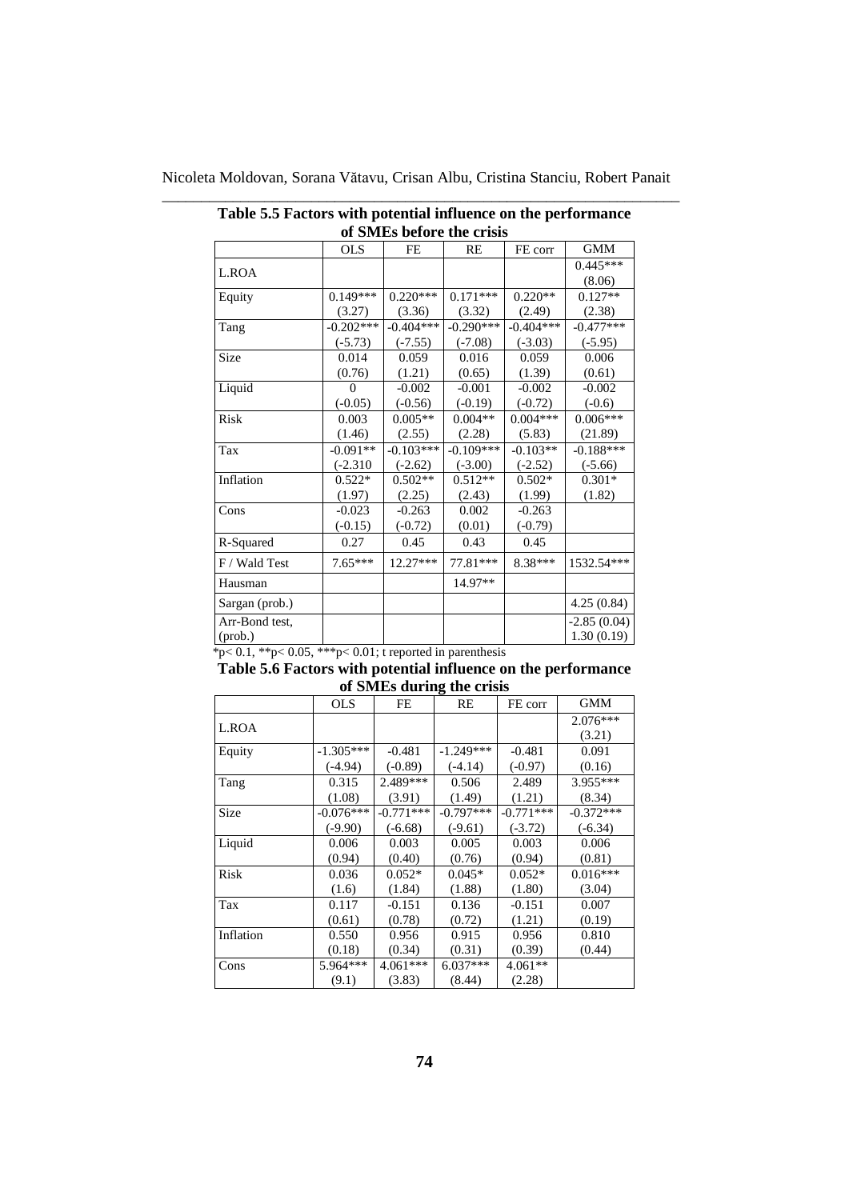**Table 5.5 Factors with potential influence on the performance of SMEs before the crisis**

| | OLS | FE | RE | FE corr | GMM |
|---|---|---|---|---|---|
| L.ROA | | | | | 0.445***<br>(8.06) |
| Equity | 0.149***<br>(3.27) | 0.220***<br>(3.36) | 0.171***<br>(3.32) | 0.220**<br>(2.49) | 0.127**<br>(2.38) |
| Tang | -0.202***<br>(-5.73) | -0.404***<br>(-7.55) | -0.290***<br>(-7.08) | -0.404***<br>(-3.03) | -0.477***<br>(-5.95) |
| Size | 0.014<br>(0.76) | 0.059<br>(1.21) | 0.016<br>(0.65) | 0.059<br>(1.39) | 0.006<br>(0.61) |
| Liquid | 0<br>(-0.05) | -0.002<br>(-0.56) | -0.001<br>(-0.19) | -0.002<br>(-0.72) | -0.002<br>(-0.6) |
| Risk | 0.003<br>(1.46) | 0.005**<br>(2.55) | 0.004**<br>(2.28) | 0.004***<br>(5.83) | 0.006***<br>(21.89) |
| Tax | -0.091**<br>(-2.310 | -0.103***<br>(-2.62) | -0.109***<br>(-3.00) | -0.103**<br>(-2.52) | -0.188***<br>(-5.66) |
| Inflation | 0.522*<br>(1.97) | 0.502**<br>(2.25) | 0.512**<br>(2.43) | 0.502*<br>(1.99) | 0.301*<br>(1.82) |
| Cons | -0.023<br>(-0.15) | -0.263<br>(-0.72) | 0.002<br>(0.01) | -0.263<br>(-0.79) | |
| R-Squared | 0.27 | 0.45 | 0.43 | 0.45 | |
| F / Wald Test | 7.65*** | 12.27*** | 77.81*** | 8.38*** | 1532.54*** |
| Hausman | | | 14.97** | | |
| Sargan (prob.) | | | | | 4.25 (0.84) |
| Arr-Bond test, (prob.) | | | | | -2.85 (0.04)<br>1.30 (0.19) |

*p< 0.1, **p< 0.05, ***p< 0.01; t reported in parenthesis

**Table 5.6 Factors with potential influence on the performance of SMEs during the crisis**

| | OLS | FE | RE | FE corr | GMM |
|---|---|---|---|---|---|
| L.ROA | | | | | 2.076***<br>(3.21) |
| Equity | -1.305***<br>(-4.94) | -0.481<br>(-0.89) | -1.249***<br>(-4.14) | -0.481<br>(-0.97) | 0.091<br>(0.16) |
| Tang | 0.315<br>(1.08) | 2.489***<br>(3.91) | 0.506<br>(1.49) | 2.489<br>(1.21) | 3.955***<br>(8.34) |
| Size | -0.076***<br>(-9.90) | -0.771***<br>(-6.68) | -0.797***<br>(-9.61) | -0.771***<br>(-3.72) | -0.372***<br>(-6.34) |
| Liquid | 0.006<br>(0.94) | 0.003<br>(0.40) | 0.005<br>(0.76) | 0.003<br>(0.94) | 0.006<br>(0.81) |
| Risk | 0.036<br>(1.6) | 0.052*<br>(1.84) | 0.045*<br>(1.88) | 0.052*<br>(1.80) | 0.016***<br>(3.04) |
| Tax | 0.117<br>(0.61) | -0.151<br>(0.78) | 0.136<br>(0.72) | -0.151<br>(1.21) | 0.007<br>(0.19) |
| Inflation | 0.550<br>(0.18) | 0.956<br>(0.34) | 0.915<br>(0.31) | 0.956<br>(0.39) | 0.810<br>(0.44) |
| Cons | 5.964***<br>(9.1) | 4.061***<br>(3.83) | 6.037***<br>(8.44) | 4.061**<br>(2.28) | |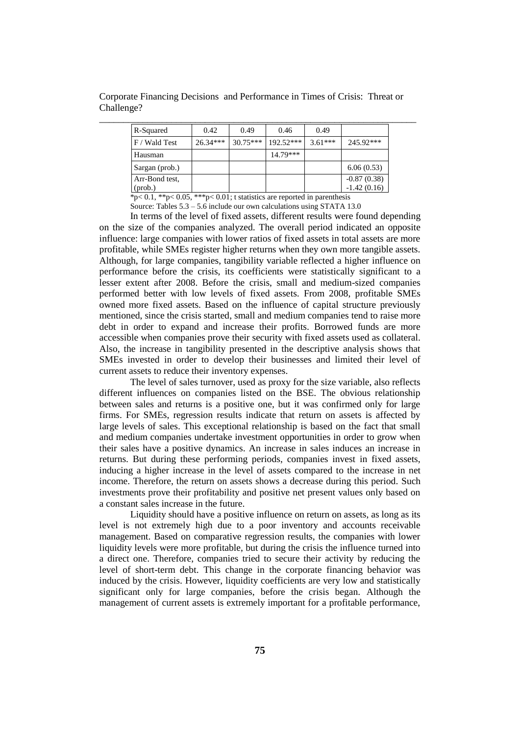| R-Squared | 0.42 | 0.49 | 0.46 | 0.49 | |
|---|---|---|---|---|---|
| F / Wald Test | 26.34*** | 30.75*** | 192.52*** | 3.61*** | 245.92*** |
| Hausman | | | 14.79*** | | |
| Sargan (prob.) | | | | | 6.06 (0.53) |
| Arr-Bond test, (prob.) | | | | | -0.87 (0.38) -1.42 (0.16) |

*p< 0.1, **p< 0.05, ***p< 0.01; t statistics are reported in parenthesis

Source: Tables 5.3 – 5.6 include our own calculations using STATA 13.0

In terms of the level of fixed assets, different results were found depending on the size of the companies analyzed. The overall period indicated an opposite influence: large companies with lower ratios of fixed assets in total assets are more profitable, while SMEs register higher returns when they own more tangible assets. Although, for large companies, tangibility variable reflected a higher influence on performance before the crisis, its coefficients were statistically significant to a lesser extent after 2008. Before the crisis, small and medium-sized companies performed better with low levels of fixed assets. From 2008, profitable SMEs owned more fixed assets. Based on the influence of capital structure previously mentioned, since the crisis started, small and medium companies tend to raise more debt in order to expand and increase their profits. Borrowed funds are more accessible when companies prove their security with fixed assets used as collateral. Also, the increase in tangibility presented in the descriptive analysis shows that SMEs invested in order to develop their businesses and limited their level of current assets to reduce their inventory expenses.

The level of sales turnover, used as proxy for the size variable, also reflects different influences on companies listed on the BSE. The obvious relationship between sales and returns is a positive one, but it was confirmed only for large firms. For SMEs, regression results indicate that return on assets is affected by large levels of sales. This exceptional relationship is based on the fact that small and medium companies undertake investment opportunities in order to grow when their sales have a positive dynamics. An increase in sales induces an increase in returns. But during these performing periods, companies invest in fixed assets, inducing a higher increase in the level of assets compared to the increase in net income. Therefore, the return on assets shows a decrease during this period. Such investments prove their profitability and positive net present values only based on a constant sales increase in the future.

Liquidity should have a positive influence on return on assets, as long as its level is not extremely high due to a poor inventory and accounts receivable management. Based on comparative regression results, the companies with lower liquidity levels were more profitable, but during the crisis the influence turned into a direct one. Therefore, companies tried to secure their activity by reducing the level of short-term debt. This change in the corporate financing behavior was induced by the crisis. However, liquidity coefficients are very low and statistically significant only for large companies, before the crisis began. Although the management of current assets is extremely important for a profitable performance,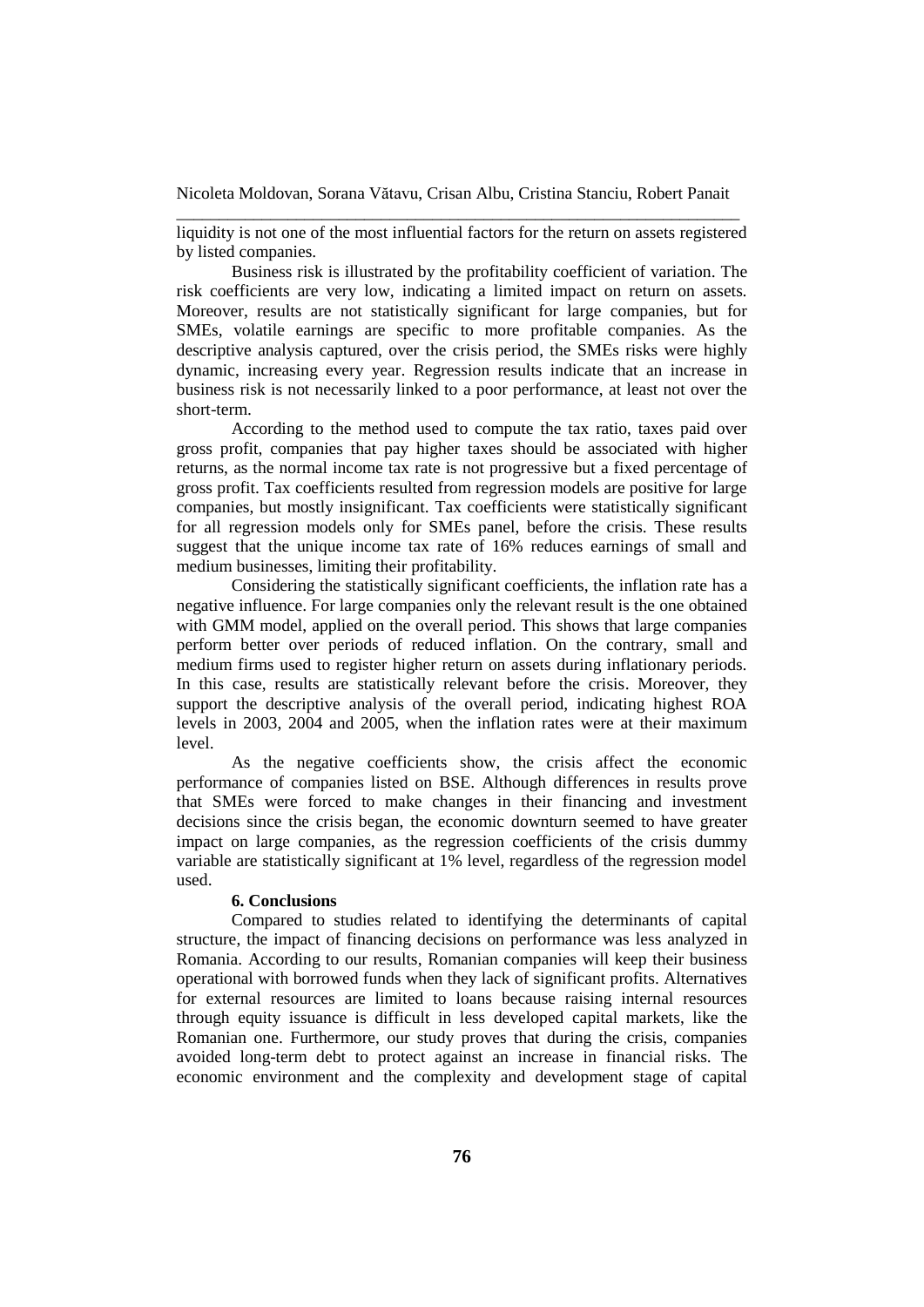liquidity is not one of the most influential factors for the return on assets registered by listed companies.

Business risk is illustrated by the profitability coefficient of variation. The risk coefficients are very low, indicating a limited impact on return on assets. Moreover, results are not statistically significant for large companies, but for SMEs, volatile earnings are specific to more profitable companies. As the descriptive analysis captured, over the crisis period, the SMEs risks were highly dynamic, increasing every year. Regression results indicate that an increase in business risk is not necessarily linked to a poor performance, at least not over the short-term.

According to the method used to compute the tax ratio, taxes paid over gross profit, companies that pay higher taxes should be associated with higher returns, as the normal income tax rate is not progressive but a fixed percentage of gross profit. Tax coefficients resulted from regression models are positive for large companies, but mostly insignificant. Tax coefficients were statistically significant for all regression models only for SMEs panel, before the crisis. These results suggest that the unique income tax rate of 16% reduces earnings of small and medium businesses, limiting their profitability.

Considering the statistically significant coefficients, the inflation rate has a negative influence. For large companies only the relevant result is the one obtained with GMM model, applied on the overall period. This shows that large companies perform better over periods of reduced inflation. On the contrary, small and medium firms used to register higher return on assets during inflationary periods. In this case, results are statistically relevant before the crisis. Moreover, they support the descriptive analysis of the overall period, indicating highest ROA levels in 2003, 2004 and 2005, when the inflation rates were at their maximum level.

As the negative coefficients show, the crisis affect the economic performance of companies listed on BSE. Although differences in results prove that SMEs were forced to make changes in their financing and investment decisions since the crisis began, the economic downturn seemed to have greater impact on large companies, as the regression coefficients of the crisis dummy variable are statistically significant at 1% level, regardless of the regression model used.

## 6. Conclusions

Compared to studies related to identifying the determinants of capital structure, the impact of financing decisions on performance was less analyzed in Romania. According to our results, Romanian companies will keep their business operational with borrowed funds when they lack of significant profits. Alternatives for external resources are limited to loans because raising internal resources through equity issuance is difficult in less developed capital markets, like the Romanian one. Furthermore, our study proves that during the crisis, companies avoided long-term debt to protect against an increase in financial risks. The economic environment and the complexity and development stage of capital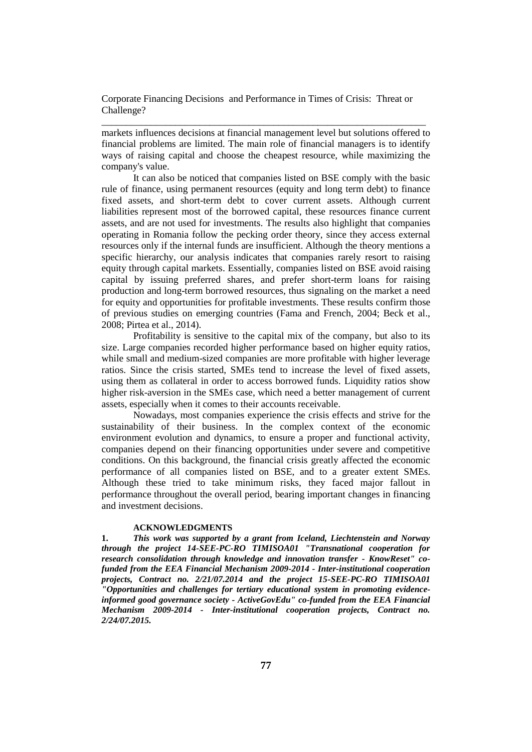markets influences decisions at financial management level but solutions offered to financial problems are limited. The main role of financial managers is to identify ways of raising capital and choose the cheapest resource, while maximizing the company's value.

It can also be noticed that companies listed on BSE comply with the basic rule of finance, using permanent resources (equity and long term debt) to finance fixed assets, and short-term debt to cover current assets. Although current liabilities represent most of the borrowed capital, these resources finance current assets, and are not used for investments. The results also highlight that companies operating in Romania follow the pecking order theory, since they access external resources only if the internal funds are insufficient. Although the theory mentions a specific hierarchy, our analysis indicates that companies rarely resort to raising equity through capital markets. Essentially, companies listed on BSE avoid raising capital by issuing preferred shares, and prefer short-term loans for raising production and long-term borrowed resources, thus signaling on the market a need for equity and opportunities for profitable investments. These results confirm those of previous studies on emerging countries (Fama and French, 2004; Beck et al., 2008; Pirtea et al., 2014).

Profitability is sensitive to the capital mix of the company, but also to its size. Large companies recorded higher performance based on higher equity ratios, while small and medium-sized companies are more profitable with higher leverage ratios. Since the crisis started, SMEs tend to increase the level of fixed assets, using them as collateral in order to access borrowed funds. Liquidity ratios show higher risk-aversion in the SMEs case, which need a better management of current assets, especially when it comes to their accounts receivable.

Nowadays, most companies experience the crisis effects and strive for the sustainability of their business. In the complex context of the economic environment evolution and dynamics, to ensure a proper and functional activity, companies depend on their financing opportunities under severe and competitive conditions. On this background, the financial crisis greatly affected the economic performance of all companies listed on BSE, and to a greater extent SMEs. Although these tried to take minimum risks, they faced major fallout in performance throughout the overall period, bearing important changes in financing and investment decisions.

## ACKNOWLEDGMENTS

**1.** ***This work was supported by a grant from Iceland, Liechtenstein and Norway through the project 14-SEE-PC-RO TIMISOA01 "Transnational cooperation for research consolidation through knowledge and innovation transfer - KnowReset" co-funded from the EEA Financial Mechanism 2009-2014 - Inter-institutional cooperation projects, Contract no. 2/21/07.2014 and the project 15-SEE-PC-RO TIMISOA01 "Opportunities and challenges for tertiary educational system in promoting evidence-informed good governance society - ActiveGovEdu" co-funded from the EEA Financial Mechanism 2009-2014 - Inter-institutional cooperation projects, Contract no. 2/24/07.2015.***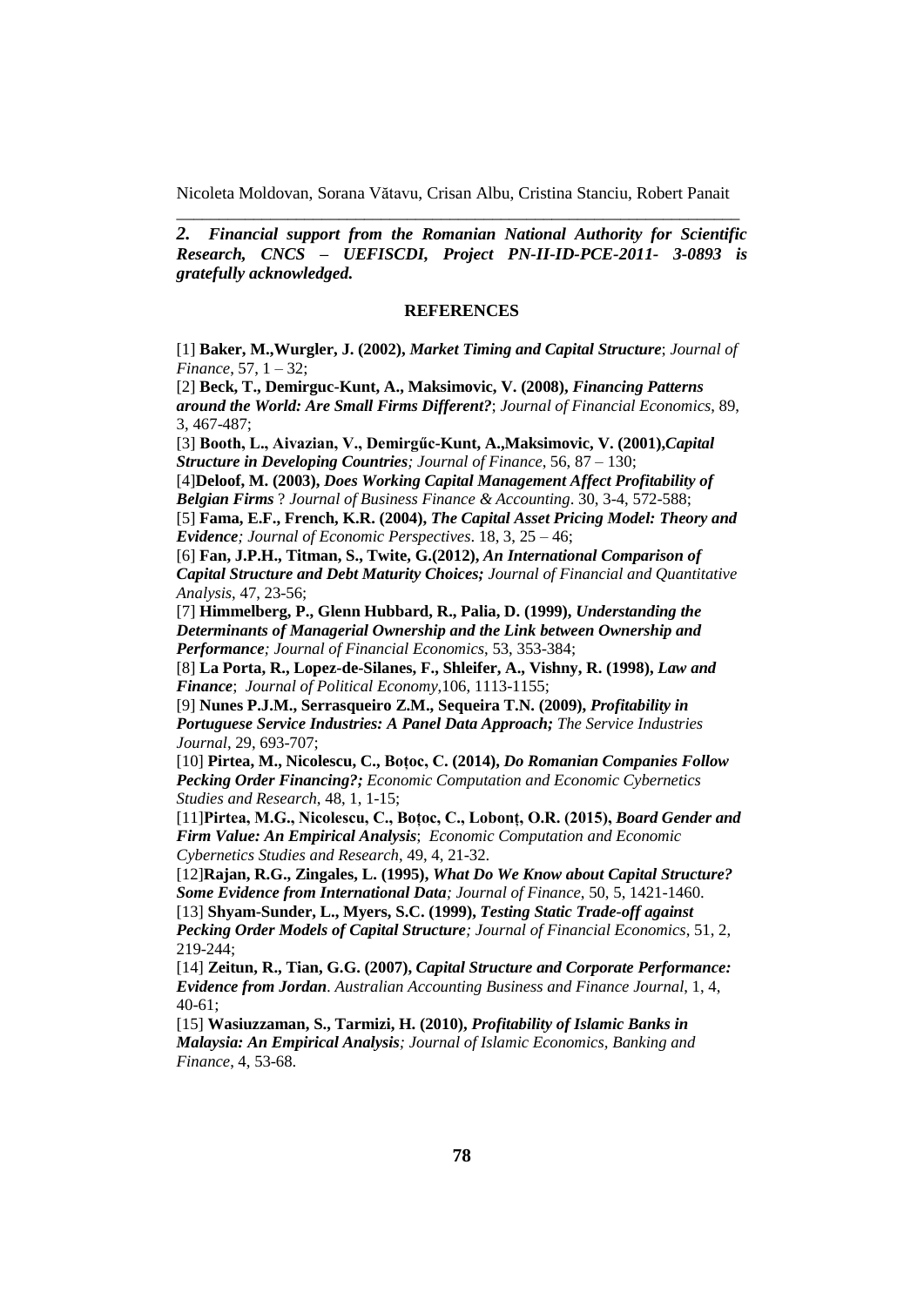***2. Financial support from the Romanian National Authority for Scientific Research, CNCS – UEFISCDI, Project PN-II-ID-PCE-2011- 3-0893 is gratefully acknowledged.***

## REFERENCES

[1] **Baker, M.,Wurgler, J. (2002),** ***Market Timing and Capital Structure***; *Journal of Finance*, 57, 1 – 32;

[2] **Beck, T., Demirguc-Kunt, A., Maksimovic, V. (2008),** ***Financing Patterns around the World: Are Small Firms Different?***; *Journal of Financial Economics*, 89, 3, 467-487;

[3] **Booth, L., Aivazian, V., Demirgűc-Kunt, A.,Maksimovic, V. (2001),*****Capital Structure in Developing Countries****; Journal of Finance*, 56, 87 – 130;

[4]**Deloof, M. (2003),** ***Does Working Capital Management Affect Profitability of Belgian Firms*** ? *Journal of Business Finance & Accounting*. 30, 3-4, 572-588;

[5] **Fama, E.F., French, K.R. (2004),** ***The Capital Asset Pricing Model: Theory and Evidence****; Journal of Economic Perspectives*. 18, 3, 25 – 46;

[6] **Fan, J.P.H., Titman, S., Twite, G.(2012),** ***An International Comparison of Capital Structure and Debt Maturity Choices;*** *Journal of Financial and Quantitative Analysis*, 47, 23-56;

[7] **Himmelberg, P., Glenn Hubbard, R., Palia, D. (1999),** ***Understanding the Determinants of Managerial Ownership and the Link between Ownership and Performance****; Journal of Financial Economics*, 53, 353-384;

[8] **La Porta, R., Lopez-de-Silanes, F., Shleifer, A., Vishny, R. (1998),** ***Law and Finance***; *Journal of Political Economy*,106, 1113-1155;

[9] **Nunes P.J.M., Serrasqueiro Z.M., Sequeira T.N. (2009),** ***Profitability in Portuguese Service Industries: A Panel Data Approach;*** *The Service Industries Journal*, 29, 693-707;

[10] **Pirtea, M., Nicolescu, C., Boțoc, C. (2014),** ***Do Romanian Companies Follow Pecking Order Financing?;*** *Economic Computation and Economic Cybernetics Studies and Research*, 48, 1, 1-15;

[11]**Pirtea, M.G., Nicolescu, C., Boțoc, C., Lobonț, O.R. (2015),** ***Board Gender and Firm Value: An Empirical Analysis***; *Economic Computation and Economic Cybernetics Studies and Research*, 49, 4, 21-32.

[12]**Rajan, R.G., Zingales, L. (1995),** ***What Do We Know about Capital Structure? Some Evidence from International Data****; Journal of Finance*, 50, 5, 1421-1460.

[13] **Shyam-Sunder, L., Myers, S.C. (1999),** ***Testing Static Trade-off against Pecking Order Models of Capital Structure****; Journal of Financial Economics*, 51, 2, 219-244;

[14] **Zeitun, R., Tian, G.G. (2007),** ***Capital Structure and Corporate Performance: Evidence from Jordan***. *Australian Accounting Business and Finance Journal*, 1, 4, 40-61;

[15] **Wasiuzzaman, S., Tarmizi, H. (2010),** ***Profitability of Islamic Banks in Malaysia: An Empirical Analysis****; Journal of Islamic Economics, Banking and Finance*, 4, 53-68.